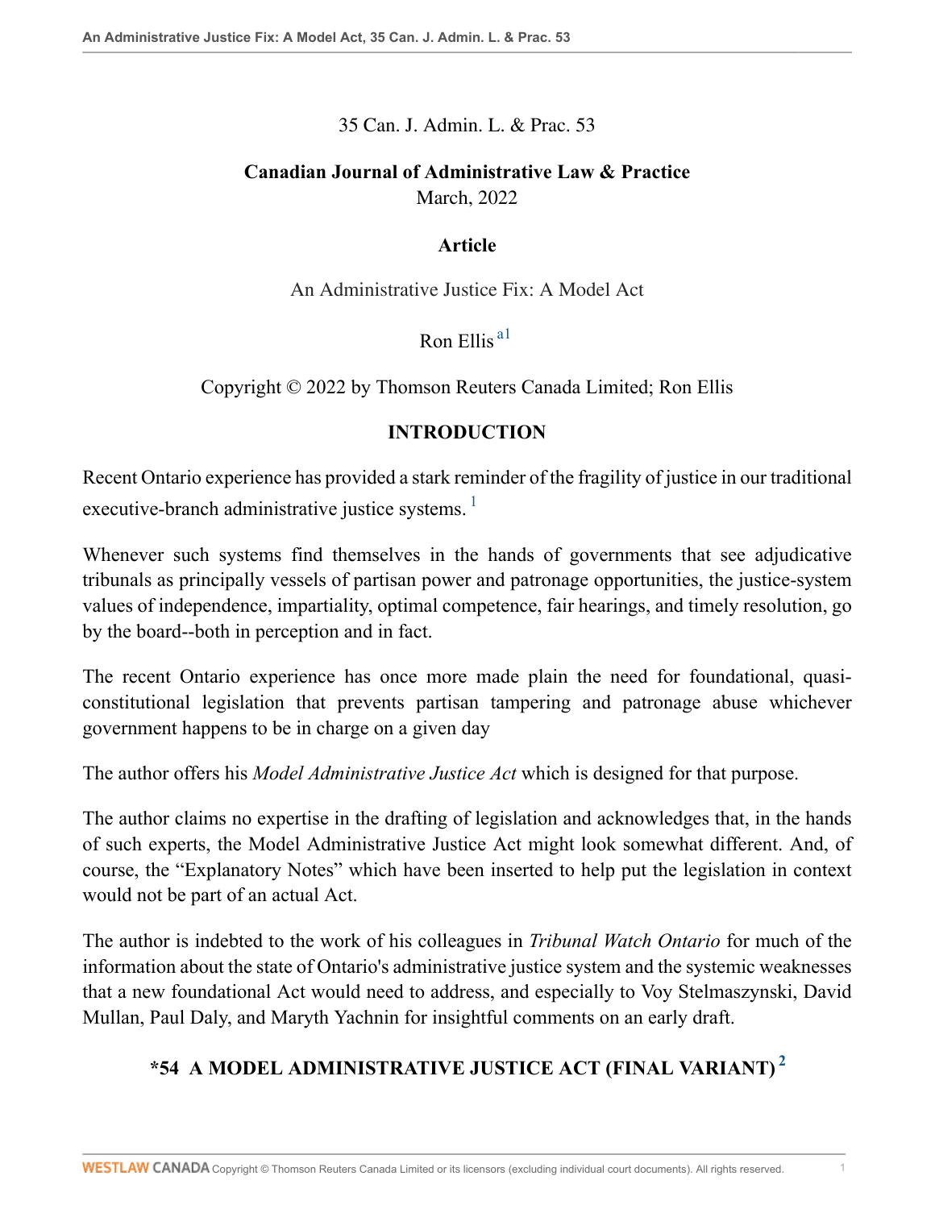35 Can. J. Admin. L. & Prac. 53

**Canadian Journal of Administrative Law & Practice**
March, 2022

**Article**

An Administrative Justice Fix: A Model Act

Ron Ellis [a1]

Copyright © 2022 by Thomson Reuters Canada Limited; Ron Ellis

## INTRODUCTION

Recent Ontario experience has provided a stark reminder of the fragility of justice in our traditional executive-branch administrative justice systems. [1]

Whenever such systems find themselves in the hands of governments that see adjudicative tribunals as principally vessels of partisan power and patronage opportunities, the justice-system values of independence, impartiality, optimal competence, fair hearings, and timely resolution, go by the board--both in perception and in fact.

The recent Ontario experience has once more made plain the need for foundational, quasi-constitutional legislation that prevents partisan tampering and patronage abuse whichever government happens to be in charge on a given day

The author offers his *Model Administrative Justice Act* which is designed for that purpose.

The author claims no expertise in the drafting of legislation and acknowledges that, in the hands of such experts, the Model Administrative Justice Act might look somewhat different. And, of course, the "Explanatory Notes" which have been inserted to help put the legislation in context would not be part of an actual Act.

The author is indebted to the work of his colleagues in *Tribunal Watch Ontario* for much of the information about the state of Ontario's administrative justice system and the systemic weaknesses that a new foundational Act would need to address, and especially to Voy Stelmaszynski, David Mullan, Paul Daly, and Maryth Yachnin for insightful comments on an early draft.

## *54 A MODEL ADMINISTRATIVE JUSTICE ACT (FINAL VARIANT) [2]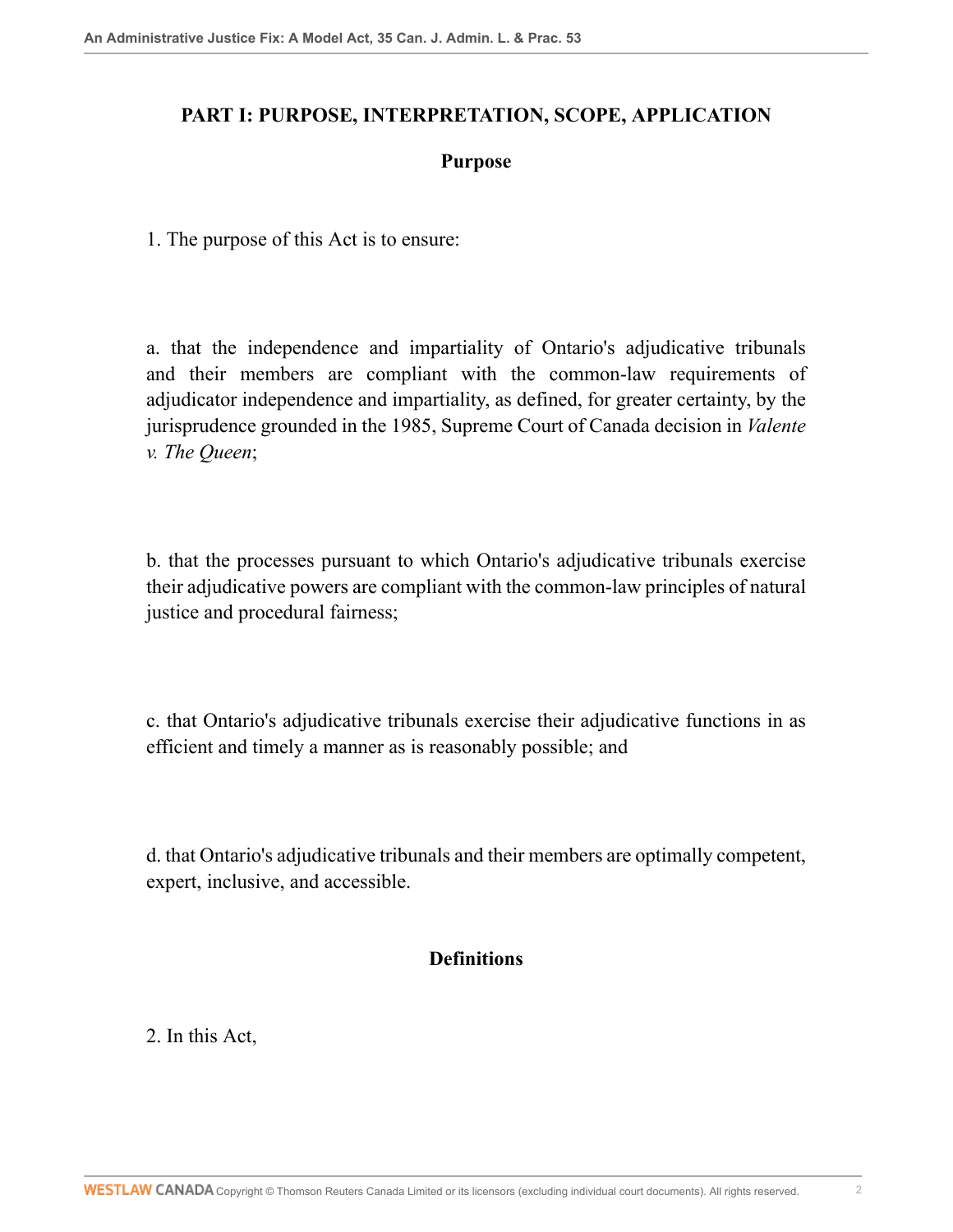## PART I: PURPOSE, INTERPRETATION, SCOPE, APPLICATION

### Purpose

1. The purpose of this Act is to ensure:

a. that the independence and impartiality of Ontario's adjudicative tribunals and their members are compliant with the common-law requirements of adjudicator independence and impartiality, as defined, for greater certainty, by the jurisprudence grounded in the 1985, Supreme Court of Canada decision in *Valente v. The Queen*;

b. that the processes pursuant to which Ontario's adjudicative tribunals exercise their adjudicative powers are compliant with the common-law principles of natural justice and procedural fairness;

c. that Ontario's adjudicative tribunals exercise their adjudicative functions in as efficient and timely a manner as is reasonably possible; and

d. that Ontario's adjudicative tribunals and their members are optimally competent, expert, inclusive, and accessible.

### Definitions

2. In this Act,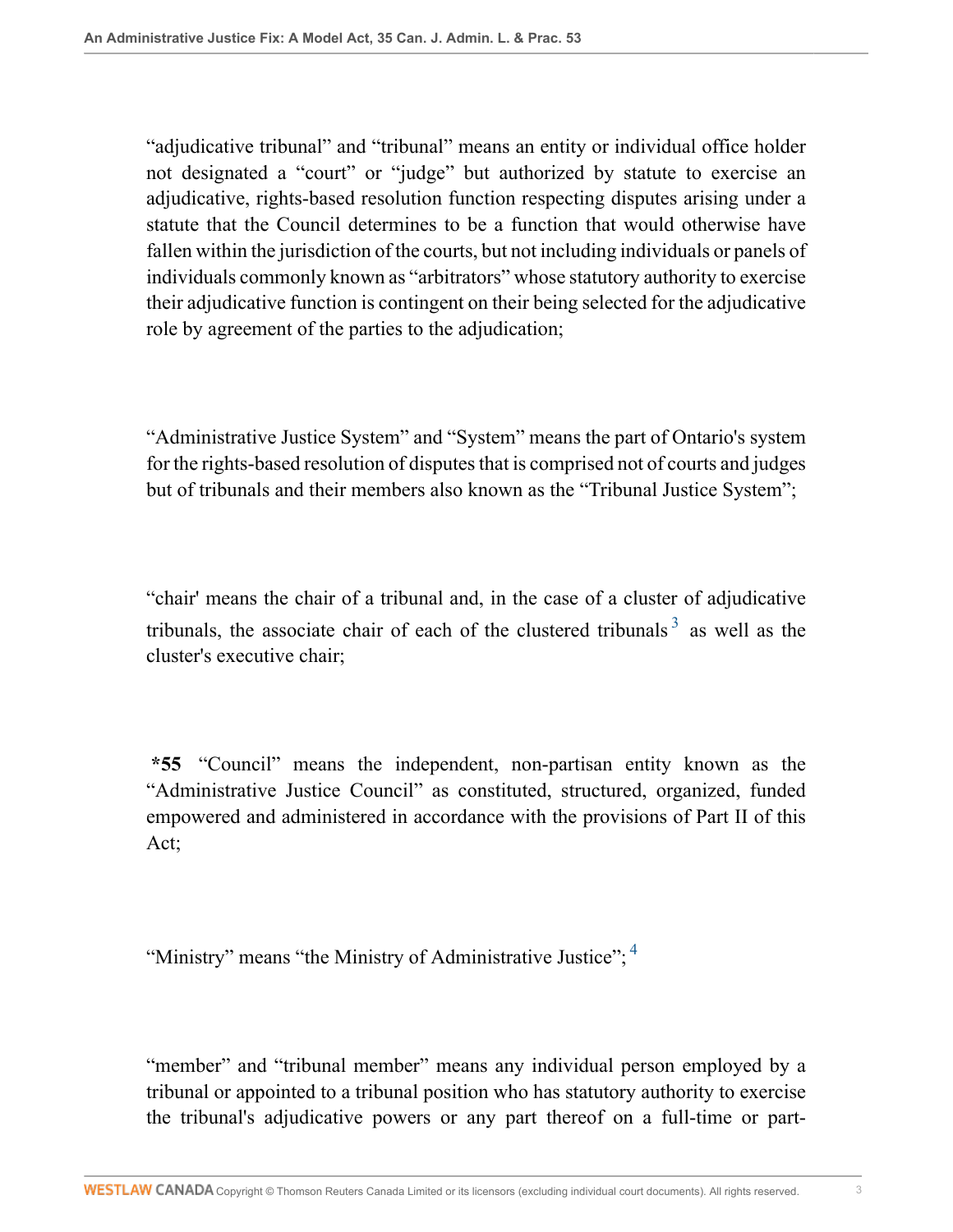"adjudicative tribunal" and "tribunal" means an entity or individual office holder not designated a "court" or "judge" but authorized by statute to exercise an adjudicative, rights-based resolution function respecting disputes arising under a statute that the Council determines to be a function that would otherwise have fallen within the jurisdiction of the courts, but not including individuals or panels of individuals commonly known as "arbitrators" whose statutory authority to exercise their adjudicative function is contingent on their being selected for the adjudicative role by agreement of the parties to the adjudication;

"Administrative Justice System" and "System" means the part of Ontario's system for the rights-based resolution of disputes that is comprised not of courts and judges but of tribunals and their members also known as the "Tribunal Justice System";

"chair' means the chair of a tribunal and, in the case of a cluster of adjudicative tribunals, the associate chair of each of the clustered tribunals [3] as well as the cluster's executive chair;

**\*55** "Council" means the independent, non-partisan entity known as the "Administrative Justice Council" as constituted, structured, organized, funded empowered and administered in accordance with the provisions of Part II of this Act;

"Ministry" means "the Ministry of Administrative Justice"; [4]

"member" and "tribunal member" means any individual person employed by a tribunal or appointed to a tribunal position who has statutory authority to exercise the tribunal's adjudicative powers or any part thereof on a full-time or part-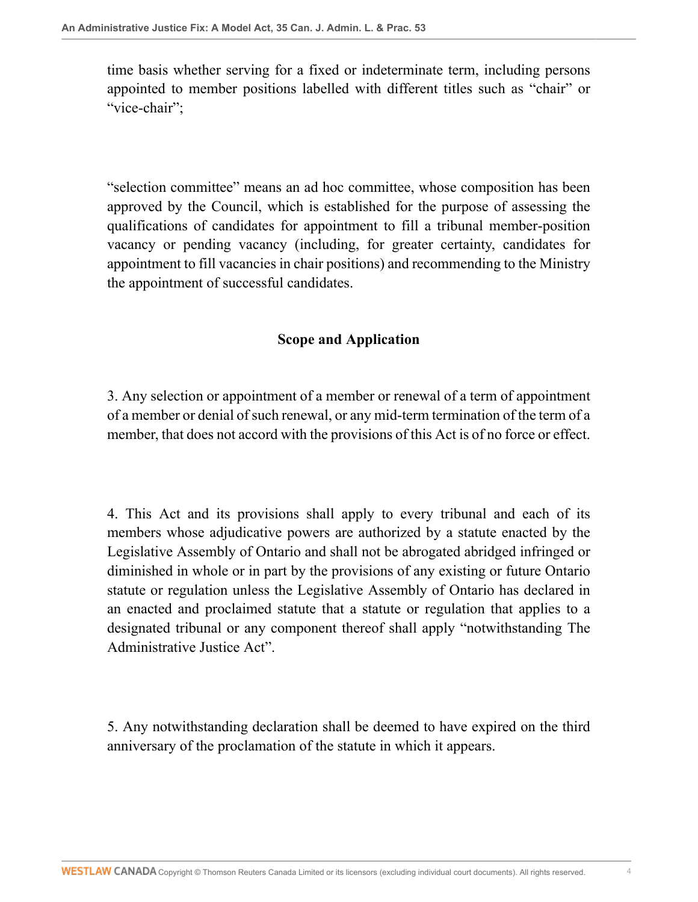time basis whether serving for a fixed or indeterminate term, including persons appointed to member positions labelled with different titles such as “chair” or “vice-chair”;

“selection committee” means an ad hoc committee, whose composition has been approved by the Council, which is established for the purpose of assessing the qualifications of candidates for appointment to fill a tribunal member-position vacancy or pending vacancy (including, for greater certainty, candidates for appointment to fill vacancies in chair positions) and recommending to the Ministry the appointment of successful candidates.

### Scope and Application

3. Any selection or appointment of a member or renewal of a term of appointment of a member or denial of such renewal, or any mid-term termination of the term of a member, that does not accord with the provisions of this Act is of no force or effect.

4. This Act and its provisions shall apply to every tribunal and each of its members whose adjudicative powers are authorized by a statute enacted by the Legislative Assembly of Ontario and shall not be abrogated abridged infringed or diminished in whole or in part by the provisions of any existing or future Ontario statute or regulation unless the Legislative Assembly of Ontario has declared in an enacted and proclaimed statute that a statute or regulation that applies to a designated tribunal or any component thereof shall apply “notwithstanding The Administrative Justice Act”.

5. Any notwithstanding declaration shall be deemed to have expired on the third anniversary of the proclamation of the statute in which it appears.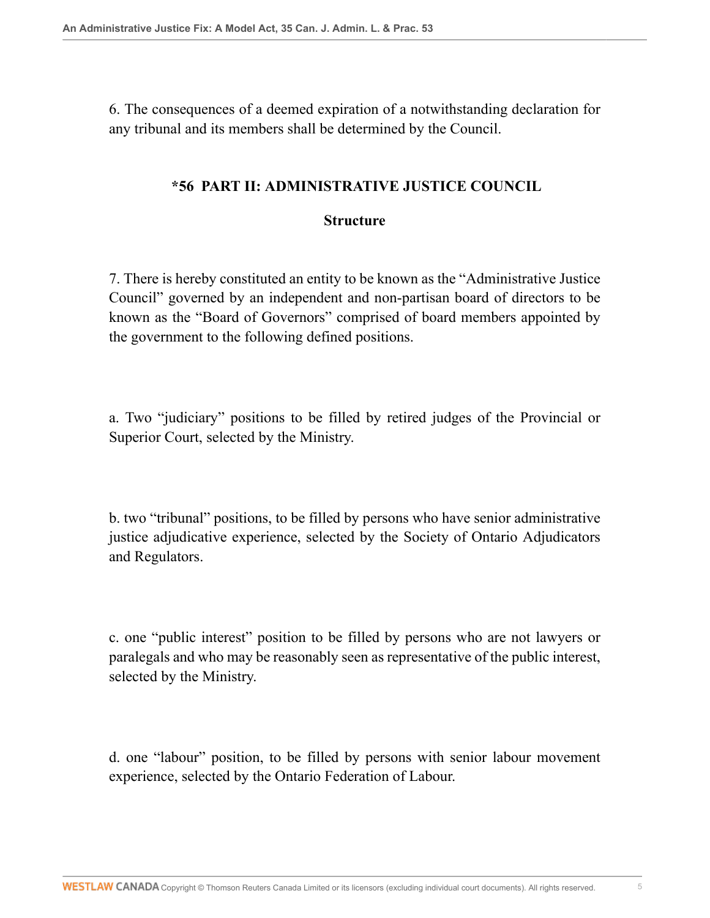6. The consequences of a deemed expiration of a notwithstanding declaration for any tribunal and its members shall be determined by the Council.

## *56 PART II: ADMINISTRATIVE JUSTICE COUNCIL

### Structure

7. There is hereby constituted an entity to be known as the “Administrative Justice Council” governed by an independent and non-partisan board of directors to be known as the “Board of Governors” comprised of board members appointed by the government to the following defined positions.

a. Two “judiciary” positions to be filled by retired judges of the Provincial or Superior Court, selected by the Ministry.

b. two “tribunal” positions, to be filled by persons who have senior administrative justice adjudicative experience, selected by the Society of Ontario Adjudicators and Regulators.

c. one “public interest” position to be filled by persons who are not lawyers or paralegals and who may be reasonably seen as representative of the public interest, selected by the Ministry.

d. one “labour” position, to be filled by persons with senior labour movement experience, selected by the Ontario Federation of Labour.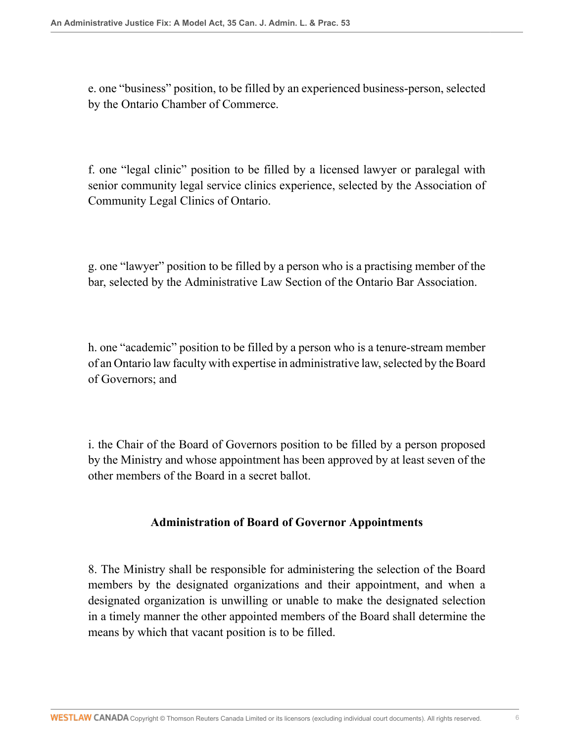e. one "business" position, to be filled by an experienced business-person, selected by the Ontario Chamber of Commerce.

f. one "legal clinic" position to be filled by a licensed lawyer or paralegal with senior community legal service clinics experience, selected by the Association of Community Legal Clinics of Ontario.

g. one "lawyer" position to be filled by a person who is a practising member of the bar, selected by the Administrative Law Section of the Ontario Bar Association.

h. one "academic" position to be filled by a person who is a tenure-stream member of an Ontario law faculty with expertise in administrative law, selected by the Board of Governors; and

i. the Chair of the Board of Governors position to be filled by a person proposed by the Ministry and whose appointment has been approved by at least seven of the other members of the Board in a secret ballot.

### Administration of Board of Governor Appointments

8. The Ministry shall be responsible for administering the selection of the Board members by the designated organizations and their appointment, and when a designated organization is unwilling or unable to make the designated selection in a timely manner the other appointed members of the Board shall determine the means by which that vacant position is to be filled.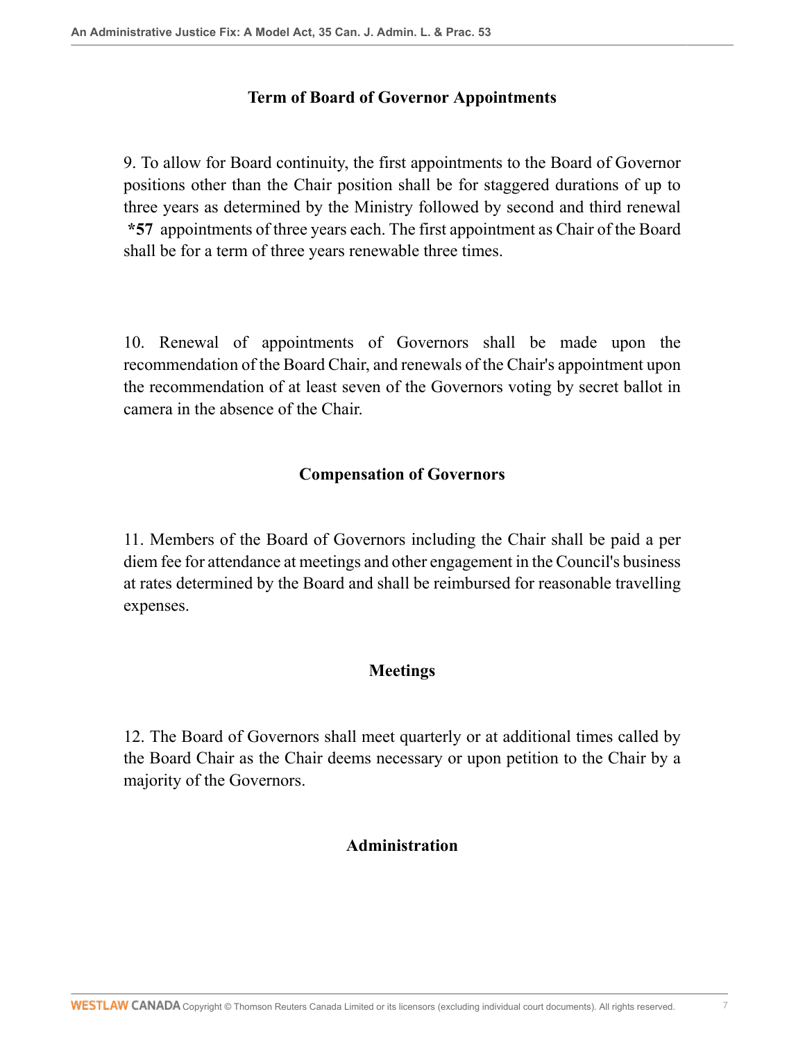### Term of Board of Governor Appointments

9. To allow for Board continuity, the first appointments to the Board of Governor positions other than the Chair position shall be for staggered durations of up to three years as determined by the Ministry followed by second and third renewal **\*57** appointments of three years each. The first appointment as Chair of the Board shall be for a term of three years renewable three times.

10. Renewal of appointments of Governors shall be made upon the recommendation of the Board Chair, and renewals of the Chair's appointment upon the recommendation of at least seven of the Governors voting by secret ballot in camera in the absence of the Chair.

### Compensation of Governors

11. Members of the Board of Governors including the Chair shall be paid a per diem fee for attendance at meetings and other engagement in the Council's business at rates determined by the Board and shall be reimbursed for reasonable travelling expenses.

### Meetings

12. The Board of Governors shall meet quarterly or at additional times called by the Board Chair as the Chair deems necessary or upon petition to the Chair by a majority of the Governors.

### Administration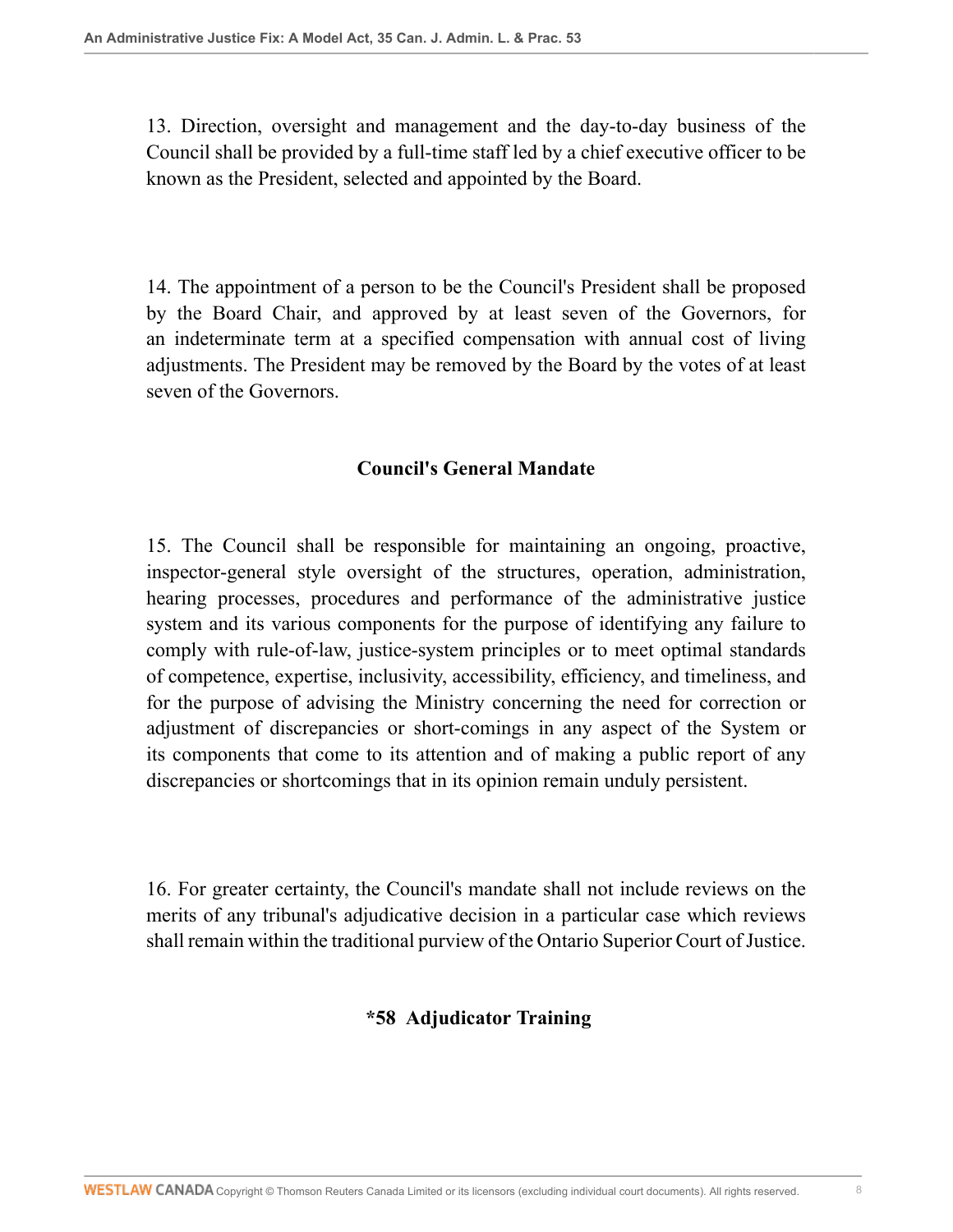13. Direction, oversight and management and the day-to-day business of the Council shall be provided by a full-time staff led by a chief executive officer to be known as the President, selected and appointed by the Board.

14. The appointment of a person to be the Council's President shall be proposed by the Board Chair, and approved by at least seven of the Governors, for an indeterminate term at a specified compensation with annual cost of living adjustments. The President may be removed by the Board by the votes of at least seven of the Governors.

### Council's General Mandate

15. The Council shall be responsible for maintaining an ongoing, proactive, inspector-general style oversight of the structures, operation, administration, hearing processes, procedures and performance of the administrative justice system and its various components for the purpose of identifying any failure to comply with rule-of-law, justice-system principles or to meet optimal standards of competence, expertise, inclusivity, accessibility, efficiency, and timeliness, and for the purpose of advising the Ministry concerning the need for correction or adjustment of discrepancies or short-comings in any aspect of the System or its components that come to its attention and of making a public report of any discrepancies or shortcomings that in its opinion remain unduly persistent.

16. For greater certainty, the Council's mandate shall not include reviews on the merits of any tribunal's adjudicative decision in a particular case which reviews shall remain within the traditional purview of the Ontario Superior Court of Justice.

### *58 Adjudicator Training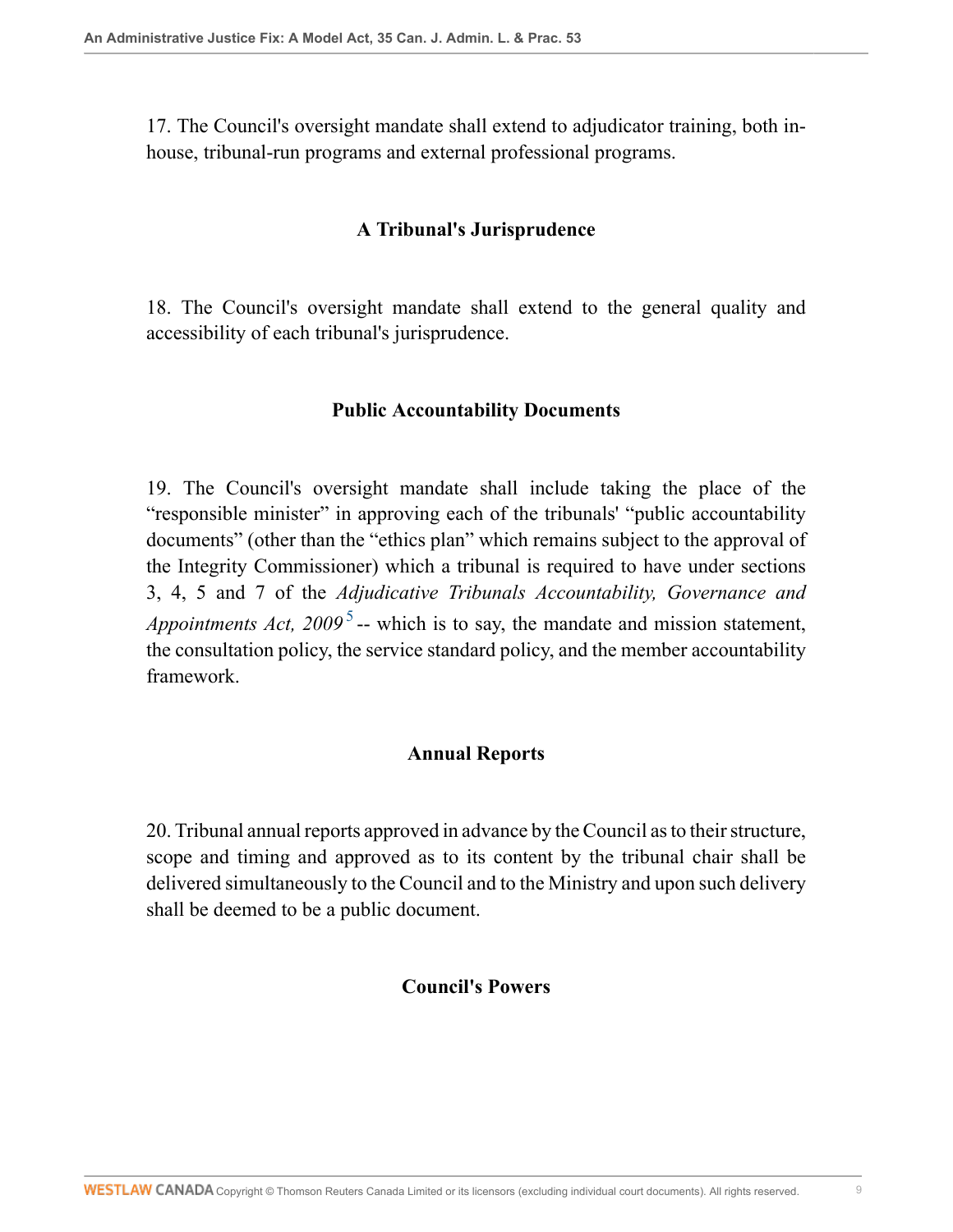17. The Council's oversight mandate shall extend to adjudicator training, both in-house, tribunal-run programs and external professional programs.

### A Tribunal's Jurisprudence

18. The Council's oversight mandate shall extend to the general quality and accessibility of each tribunal's jurisprudence.

### Public Accountability Documents

19. The Council's oversight mandate shall include taking the place of the "responsible minister" in approving each of the tribunals' "public accountability documents" (other than the "ethics plan" which remains subject to the approval of the Integrity Commissioner) which a tribunal is required to have under sections 3, 4, 5 and 7 of the *Adjudicative Tribunals Accountability, Governance and Appointments Act, 2009*[5] -- which is to say, the mandate and mission statement, the consultation policy, the service standard policy, and the member accountability framework.

### Annual Reports

20. Tribunal annual reports approved in advance by the Council as to their structure, scope and timing and approved as to its content by the tribunal chair shall be delivered simultaneously to the Council and to the Ministry and upon such delivery shall be deemed to be a public document.

### Council's Powers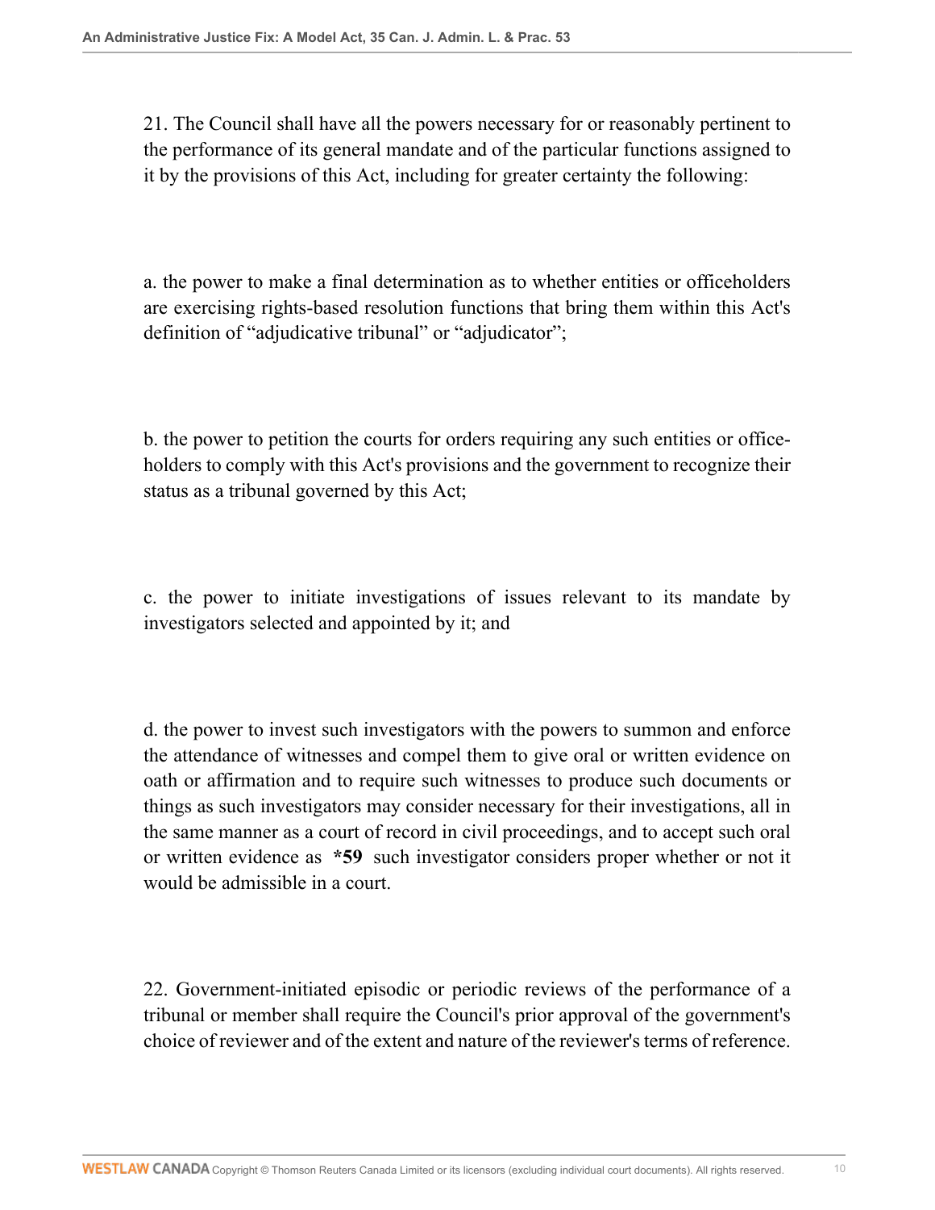21. The Council shall have all the powers necessary for or reasonably pertinent to the performance of its general mandate and of the particular functions assigned to it by the provisions of this Act, including for greater certainty the following:

a. the power to make a final determination as to whether entities or officeholders are exercising rights-based resolution functions that bring them within this Act's definition of "adjudicative tribunal" or "adjudicator";

b. the power to petition the courts for orders requiring any such entities or office-holders to comply with this Act's provisions and the government to recognize their status as a tribunal governed by this Act;

c. the power to initiate investigations of issues relevant to its mandate by investigators selected and appointed by it; and

d. the power to invest such investigators with the powers to summon and enforce the attendance of witnesses and compel them to give oral or written evidence on oath or affirmation and to require such witnesses to produce such documents or things as such investigators may consider necessary for their investigations, all in the same manner as a court of record in civil proceedings, and to accept such oral or written evidence as **\*59** such investigator considers proper whether or not it would be admissible in a court.

22. Government-initiated episodic or periodic reviews of the performance of a tribunal or member shall require the Council's prior approval of the government's choice of reviewer and of the extent and nature of the reviewer's terms of reference.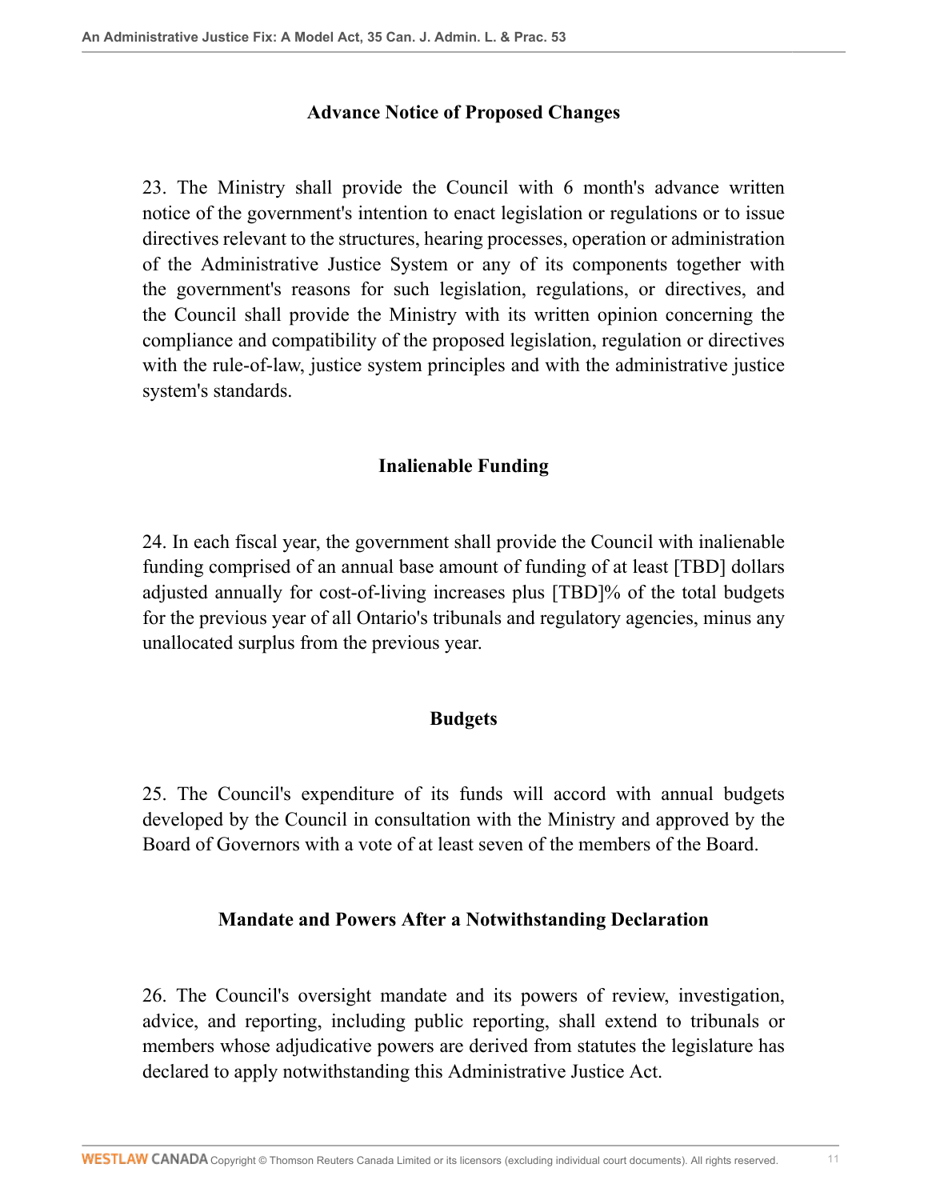### Advance Notice of Proposed Changes

23. The Ministry shall provide the Council with 6 month's advance written notice of the government's intention to enact legislation or regulations or to issue directives relevant to the structures, hearing processes, operation or administration of the Administrative Justice System or any of its components together with the government's reasons for such legislation, regulations, or directives, and the Council shall provide the Ministry with its written opinion concerning the compliance and compatibility of the proposed legislation, regulation or directives with the rule-of-law, justice system principles and with the administrative justice system's standards.

### Inalienable Funding

24. In each fiscal year, the government shall provide the Council with inalienable funding comprised of an annual base amount of funding of at least [TBD] dollars adjusted annually for cost-of-living increases plus [TBD]% of the total budgets for the previous year of all Ontario's tribunals and regulatory agencies, minus any unallocated surplus from the previous year.

### Budgets

25. The Council's expenditure of its funds will accord with annual budgets developed by the Council in consultation with the Ministry and approved by the Board of Governors with a vote of at least seven of the members of the Board.

### Mandate and Powers After a Notwithstanding Declaration

26. The Council's oversight mandate and its powers of review, investigation, advice, and reporting, including public reporting, shall extend to tribunals or members whose adjudicative powers are derived from statutes the legislature has declared to apply notwithstanding this Administrative Justice Act.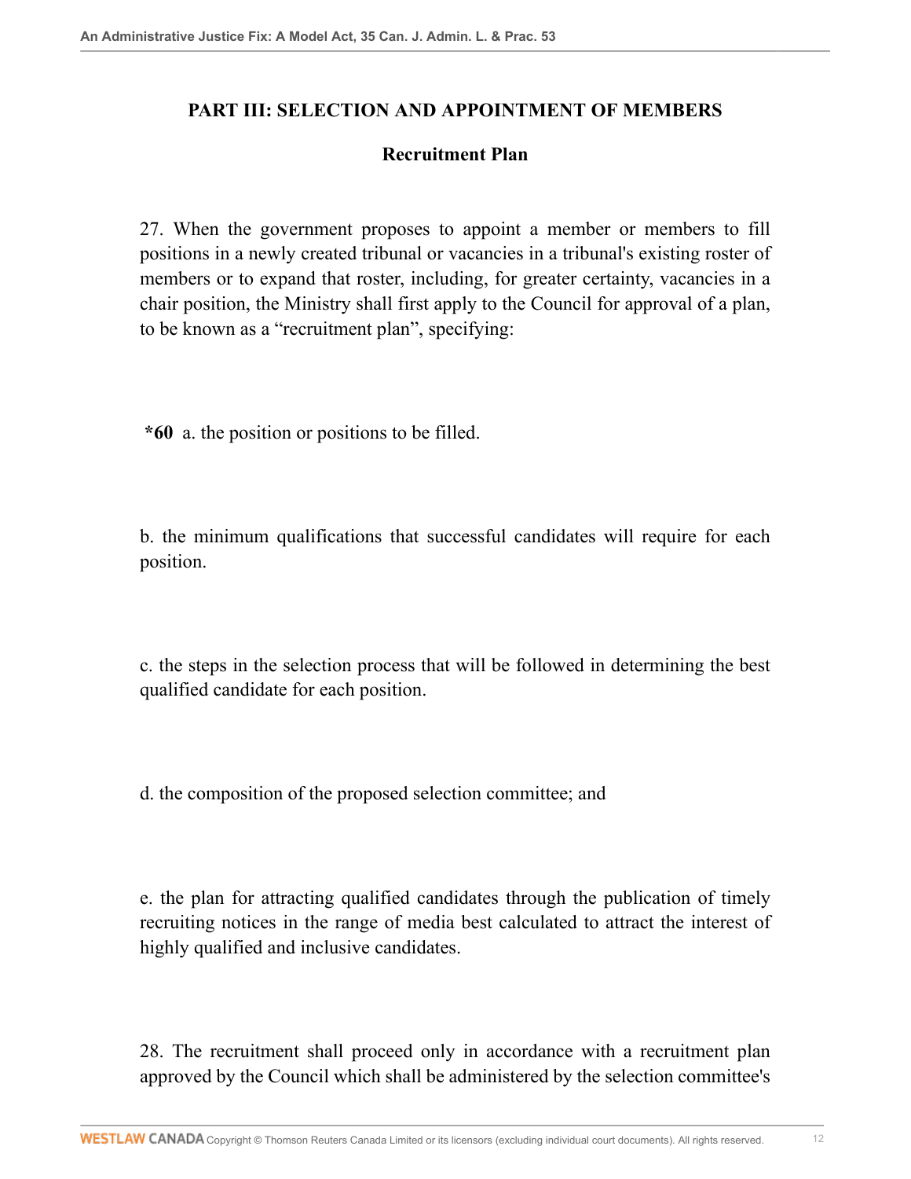## PART III: SELECTION AND APPOINTMENT OF MEMBERS

### Recruitment Plan

27. When the government proposes to appoint a member or members to fill positions in a newly created tribunal or vacancies in a tribunal's existing roster of members or to expand that roster, including, for greater certainty, vacancies in a chair position, the Ministry shall first apply to the Council for approval of a plan, to be known as a "recruitment plan", specifying:

**\*60** a. the position or positions to be filled.

b. the minimum qualifications that successful candidates will require for each position.

c. the steps in the selection process that will be followed in determining the best qualified candidate for each position.

d. the composition of the proposed selection committee; and

e. the plan for attracting qualified candidates through the publication of timely recruiting notices in the range of media best calculated to attract the interest of highly qualified and inclusive candidates.

28. The recruitment shall proceed only in accordance with a recruitment plan approved by the Council which shall be administered by the selection committee's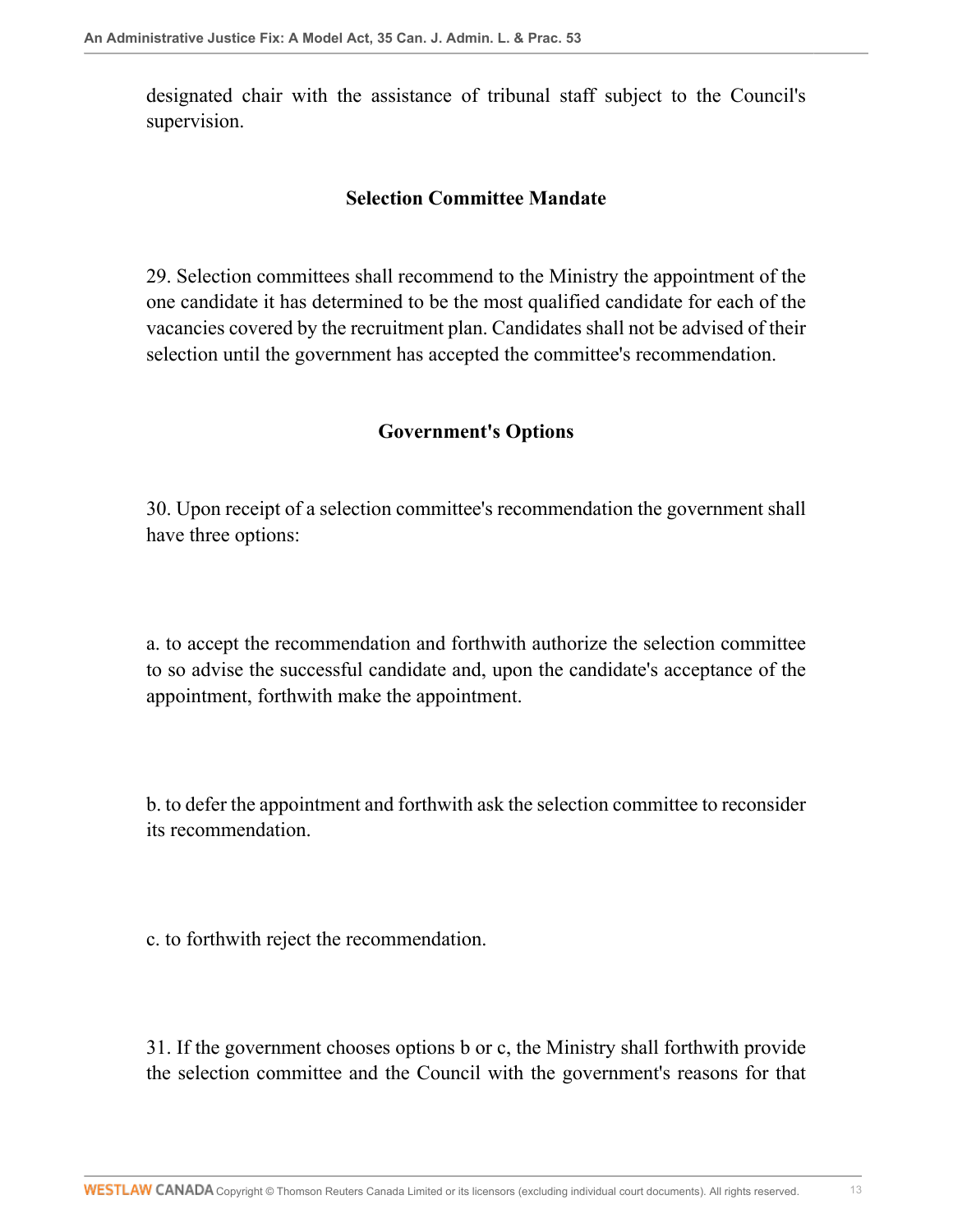designated chair with the assistance of tribunal staff subject to the Council's supervision.

### Selection Committee Mandate

29. Selection committees shall recommend to the Ministry the appointment of the one candidate it has determined to be the most qualified candidate for each of the vacancies covered by the recruitment plan. Candidates shall not be advised of their selection until the government has accepted the committee's recommendation.

### Government's Options

30. Upon receipt of a selection committee's recommendation the government shall have three options:

a. to accept the recommendation and forthwith authorize the selection committee to so advise the successful candidate and, upon the candidate's acceptance of the appointment, forthwith make the appointment.

b. to defer the appointment and forthwith ask the selection committee to reconsider its recommendation.

c. to forthwith reject the recommendation.

31. If the government chooses options b or c, the Ministry shall forthwith provide the selection committee and the Council with the government's reasons for that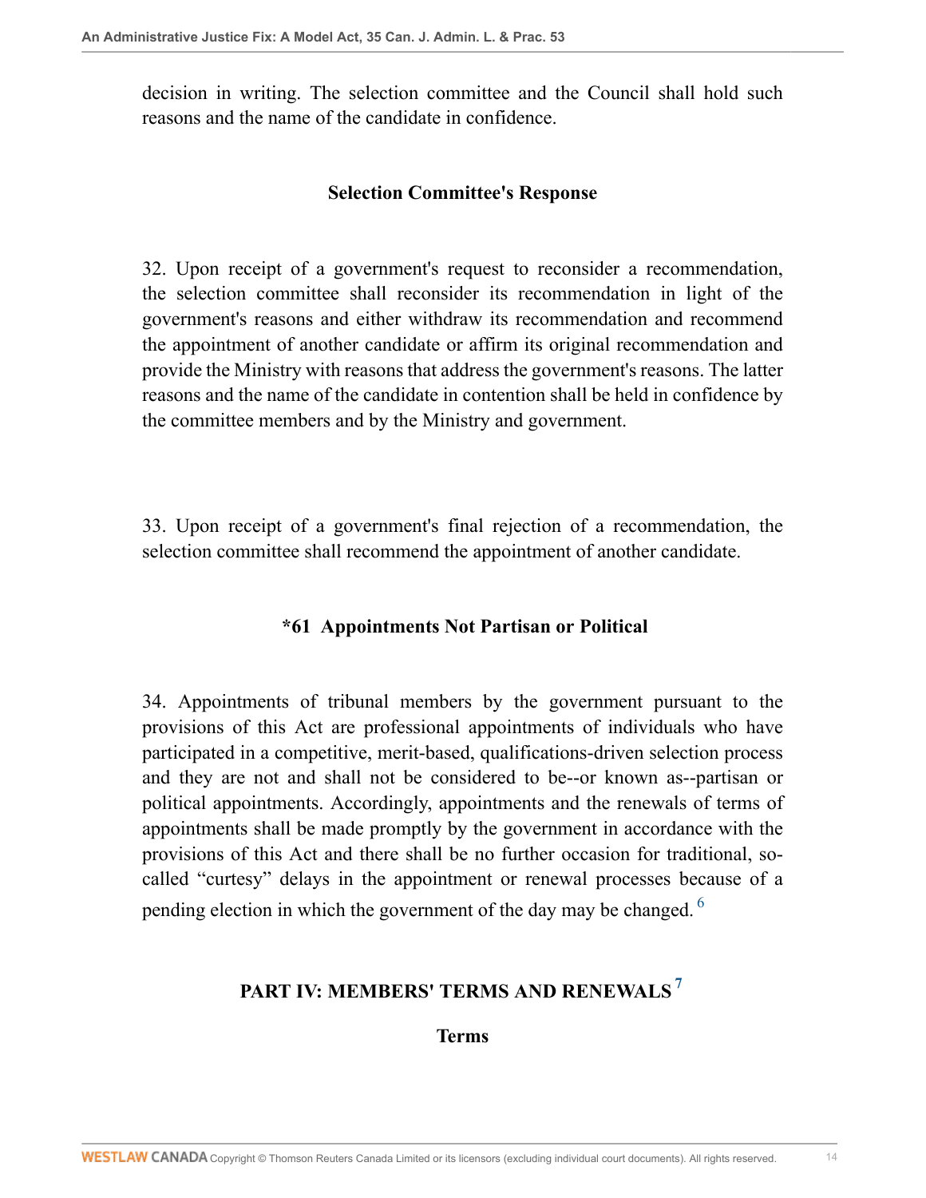decision in writing. The selection committee and the Council shall hold such reasons and the name of the candidate in confidence.

### Selection Committee's Response

32. Upon receipt of a government's request to reconsider a recommendation, the selection committee shall reconsider its recommendation in light of the government's reasons and either withdraw its recommendation and recommend the appointment of another candidate or affirm its original recommendation and provide the Ministry with reasons that address the government's reasons. The latter reasons and the name of the candidate in contention shall be held in confidence by the committee members and by the Ministry and government.

33. Upon receipt of a government's final rejection of a recommendation, the selection committee shall recommend the appointment of another candidate.

### *61 Appointments Not Partisan or Political

34. Appointments of tribunal members by the government pursuant to the provisions of this Act are professional appointments of individuals who have participated in a competitive, merit-based, qualifications-driven selection process and they are not and shall not be considered to be--or known as--partisan or political appointments. Accordingly, appointments and the renewals of terms of appointments shall be made promptly by the government in accordance with the provisions of this Act and there shall be no further occasion for traditional, so-called "curtesy" delays in the appointment or renewal processes because of a pending election in which the government of the day may be changed. [6]

## PART IV: MEMBERS' TERMS AND RENEWALS [7]

### Terms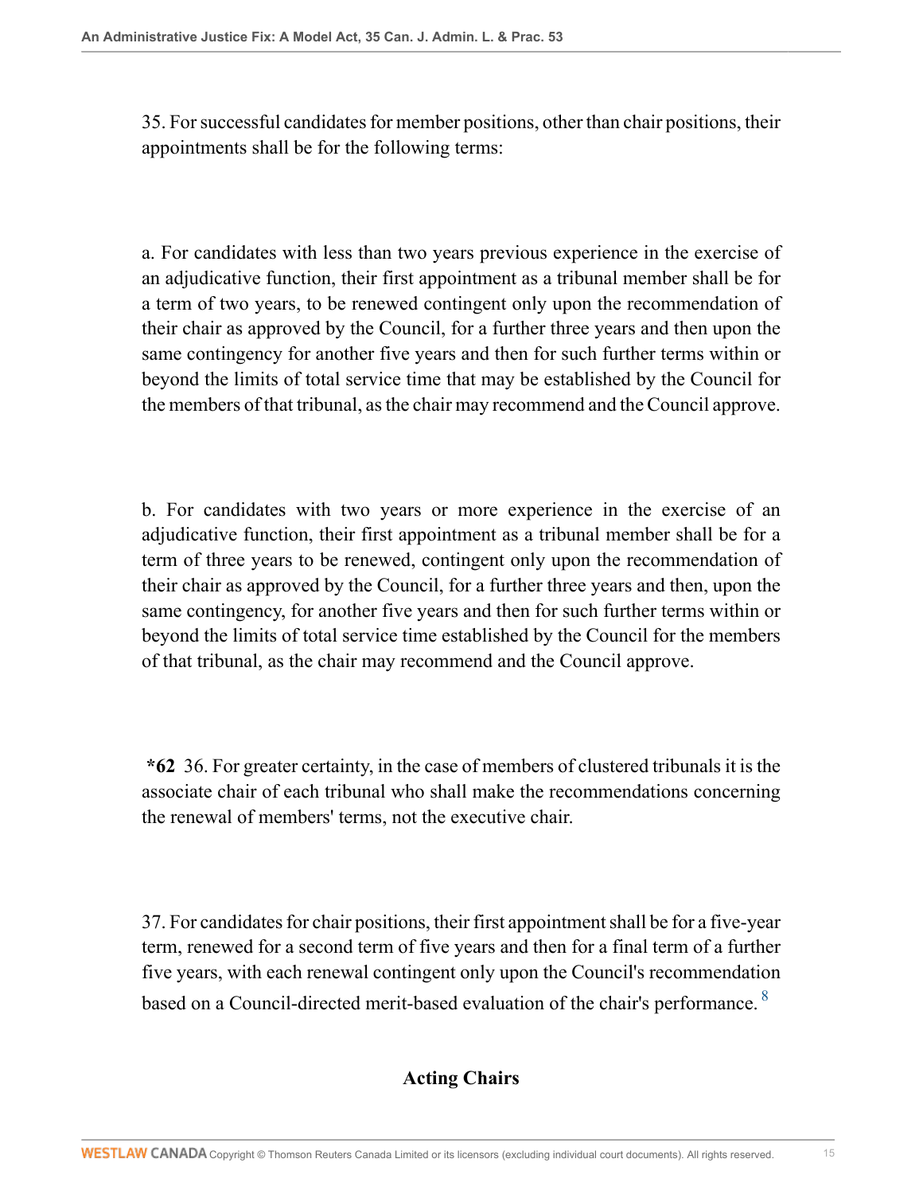35. For successful candidates for member positions, other than chair positions, their appointments shall be for the following terms:

a. For candidates with less than two years previous experience in the exercise of an adjudicative function, their first appointment as a tribunal member shall be for a term of two years, to be renewed contingent only upon the recommendation of their chair as approved by the Council, for a further three years and then upon the same contingency for another five years and then for such further terms within or beyond the limits of total service time that may be established by the Council for the members of that tribunal, as the chair may recommend and the Council approve.

b. For candidates with two years or more experience in the exercise of an adjudicative function, their first appointment as a tribunal member shall be for a term of three years to be renewed, contingent only upon the recommendation of their chair as approved by the Council, for a further three years and then, upon the same contingency, for another five years and then for such further terms within or beyond the limits of total service time established by the Council for the members of that tribunal, as the chair may recommend and the Council approve.

**\*62** 36. For greater certainty, in the case of members of clustered tribunals it is the associate chair of each tribunal who shall make the recommendations concerning the renewal of members' terms, not the executive chair.

37. For candidates for chair positions, their first appointment shall be for a five-year term, renewed for a second term of five years and then for a final term of a further five years, with each renewal contingent only upon the Council's recommendation based on a Council-directed merit-based evaluation of the chair's performance. [8]

## Acting Chairs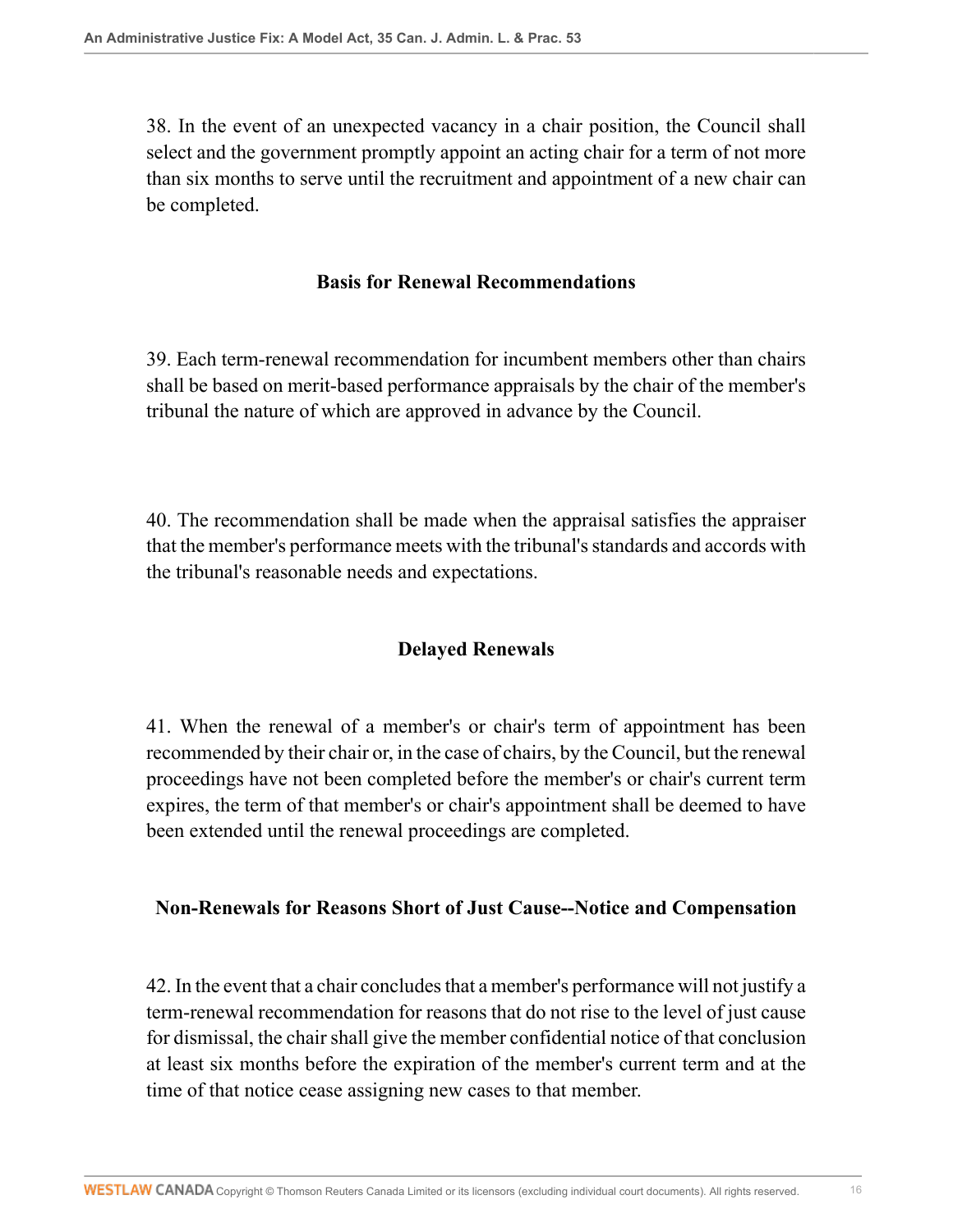38. In the event of an unexpected vacancy in a chair position, the Council shall select and the government promptly appoint an acting chair for a term of not more than six months to serve until the recruitment and appointment of a new chair can be completed.

### Basis for Renewal Recommendations

39. Each term-renewal recommendation for incumbent members other than chairs shall be based on merit-based performance appraisals by the chair of the member's tribunal the nature of which are approved in advance by the Council.

40. The recommendation shall be made when the appraisal satisfies the appraiser that the member's performance meets with the tribunal's standards and accords with the tribunal's reasonable needs and expectations.

### Delayed Renewals

41. When the renewal of a member's or chair's term of appointment has been recommended by their chair or, in the case of chairs, by the Council, but the renewal proceedings have not been completed before the member's or chair's current term expires, the term of that member's or chair's appointment shall be deemed to have been extended until the renewal proceedings are completed.

### Non-Renewals for Reasons Short of Just Cause--Notice and Compensation

42. In the event that a chair concludes that a member's performance will not justify a term-renewal recommendation for reasons that do not rise to the level of just cause for dismissal, the chair shall give the member confidential notice of that conclusion at least six months before the expiration of the member's current term and at the time of that notice cease assigning new cases to that member.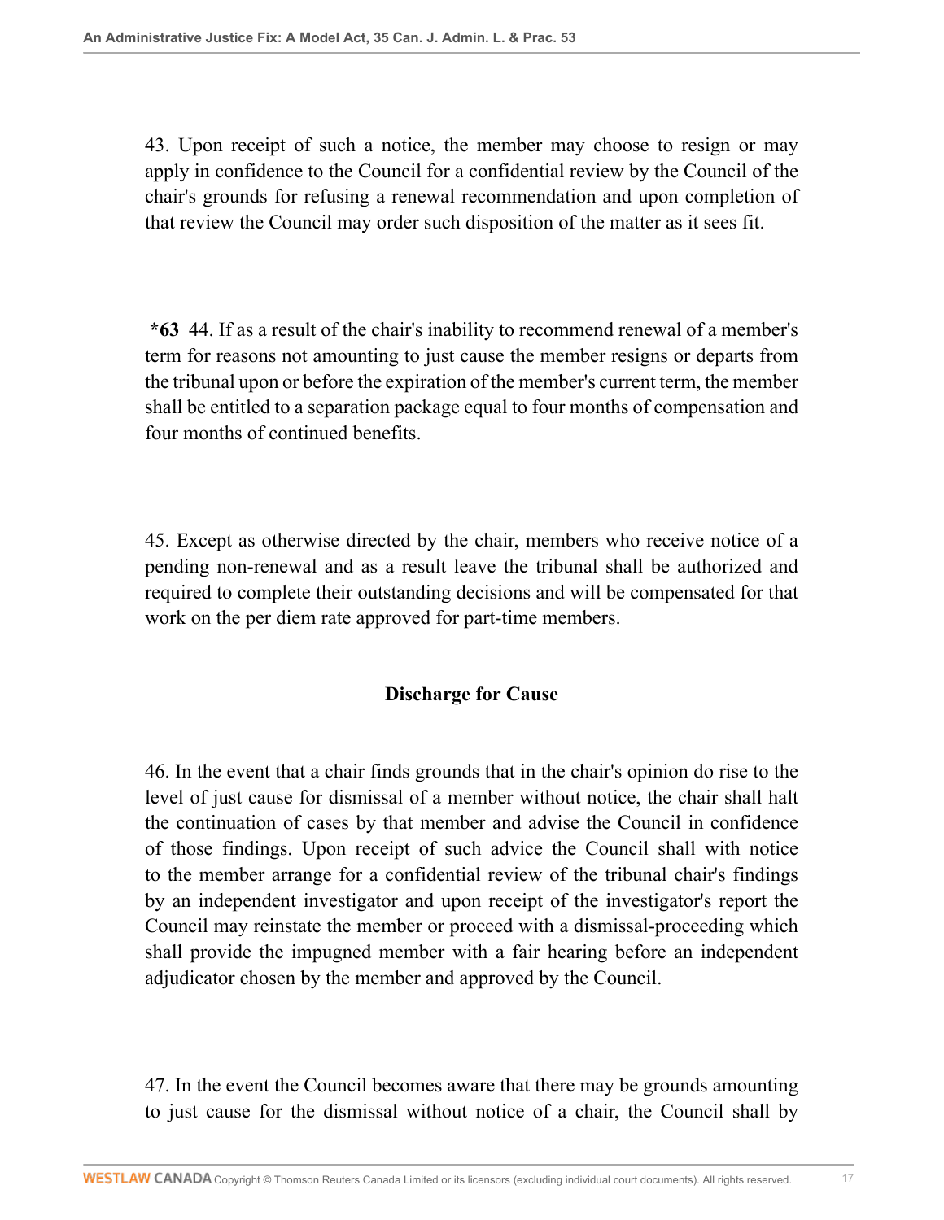43. Upon receipt of such a notice, the member may choose to resign or may apply in confidence to the Council for a confidential review by the Council of the chair's grounds for refusing a renewal recommendation and upon completion of that review the Council may order such disposition of the matter as it sees fit.

**\*63** 44. If as a result of the chair's inability to recommend renewal of a member's term for reasons not amounting to just cause the member resigns or departs from the tribunal upon or before the expiration of the member's current term, the member shall be entitled to a separation package equal to four months of compensation and four months of continued benefits.

45. Except as otherwise directed by the chair, members who receive notice of a pending non-renewal and as a result leave the tribunal shall be authorized and required to complete their outstanding decisions and will be compensated for that work on the per diem rate approved for part-time members.

### Discharge for Cause

46. In the event that a chair finds grounds that in the chair's opinion do rise to the level of just cause for dismissal of a member without notice, the chair shall halt the continuation of cases by that member and advise the Council in confidence of those findings. Upon receipt of such advice the Council shall with notice to the member arrange for a confidential review of the tribunal chair's findings by an independent investigator and upon receipt of the investigator's report the Council may reinstate the member or proceed with a dismissal-proceeding which shall provide the impugned member with a fair hearing before an independent adjudicator chosen by the member and approved by the Council.

47. In the event the Council becomes aware that there may be grounds amounting to just cause for the dismissal without notice of a chair, the Council shall by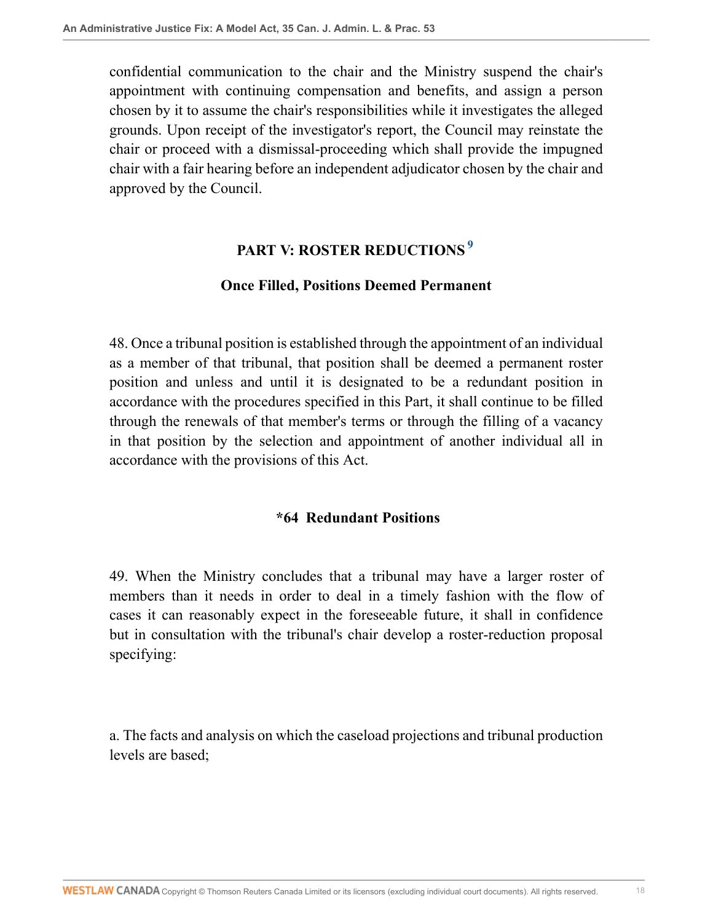confidential communication to the chair and the Ministry suspend the chair's appointment with continuing compensation and benefits, and assign a person chosen by it to assume the chair's responsibilities while it investigates the alleged grounds. Upon receipt of the investigator's report, the Council may reinstate the chair or proceed with a dismissal-proceeding which shall provide the impugned chair with a fair hearing before an independent adjudicator chosen by the chair and approved by the Council.

## PART V: ROSTER REDUCTIONS [9]

### Once Filled, Positions Deemed Permanent

48. Once a tribunal position is established through the appointment of an individual as a member of that tribunal, that position shall be deemed a permanent roster position and unless and until it is designated to be a redundant position in accordance with the procedures specified in this Part, it shall continue to be filled through the renewals of that member's terms or through the filling of a vacancy in that position by the selection and appointment of another individual all in accordance with the provisions of this Act.

### *64 Redundant Positions

49. When the Ministry concludes that a tribunal may have a larger roster of members than it needs in order to deal in a timely fashion with the flow of cases it can reasonably expect in the foreseeable future, it shall in confidence but in consultation with the tribunal's chair develop a roster-reduction proposal specifying:

a. The facts and analysis on which the caseload projections and tribunal production levels are based;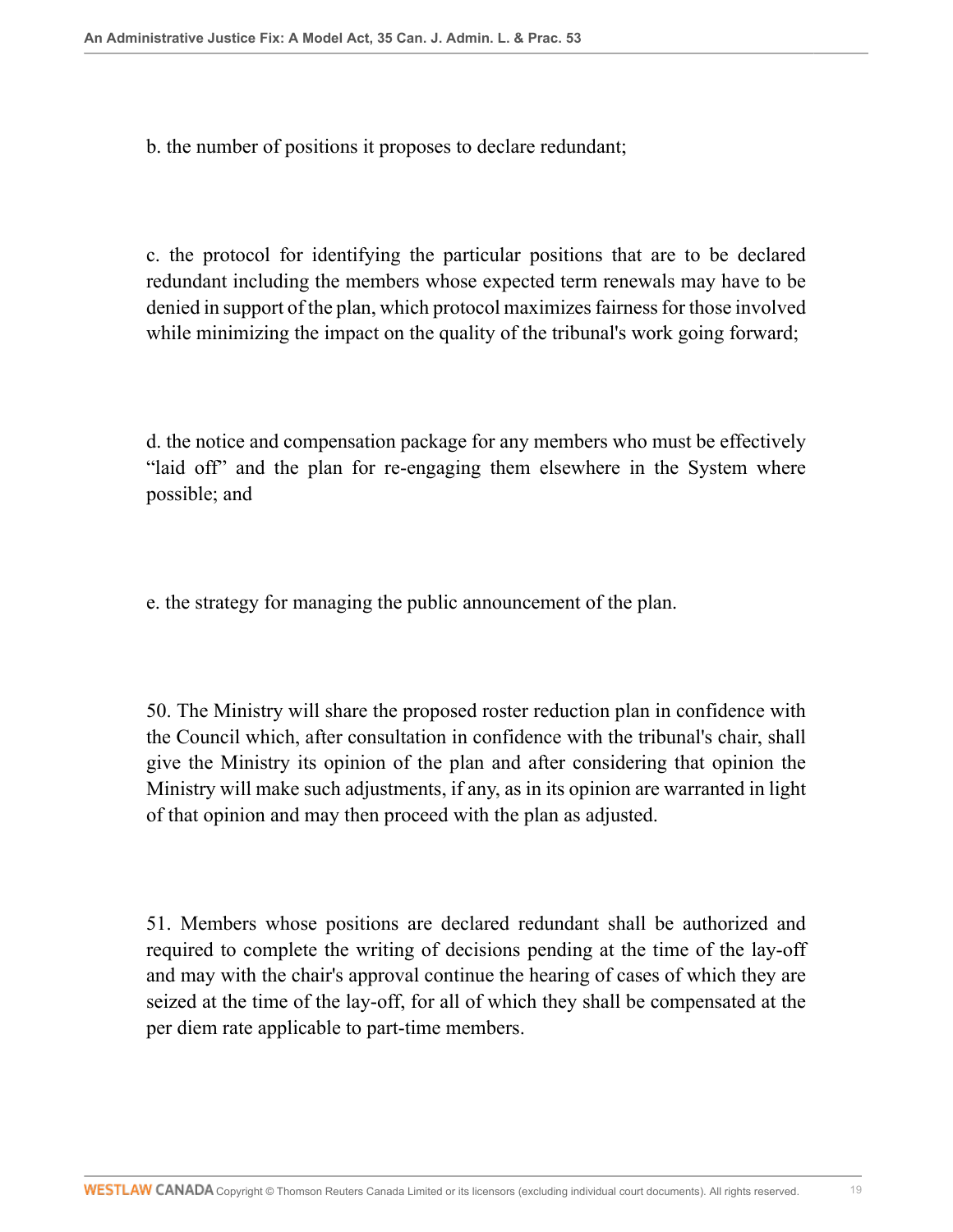b. the number of positions it proposes to declare redundant;

c. the protocol for identifying the particular positions that are to be declared redundant including the members whose expected term renewals may have to be denied in support of the plan, which protocol maximizes fairness for those involved while minimizing the impact on the quality of the tribunal's work going forward;

d. the notice and compensation package for any members who must be effectively "laid off" and the plan for re-engaging them elsewhere in the System where possible; and

e. the strategy for managing the public announcement of the plan.

50. The Ministry will share the proposed roster reduction plan in confidence with the Council which, after consultation in confidence with the tribunal's chair, shall give the Ministry its opinion of the plan and after considering that opinion the Ministry will make such adjustments, if any, as in its opinion are warranted in light of that opinion and may then proceed with the plan as adjusted.

51. Members whose positions are declared redundant shall be authorized and required to complete the writing of decisions pending at the time of the lay-off and may with the chair's approval continue the hearing of cases of which they are seized at the time of the lay-off, for all of which they shall be compensated at the per diem rate applicable to part-time members.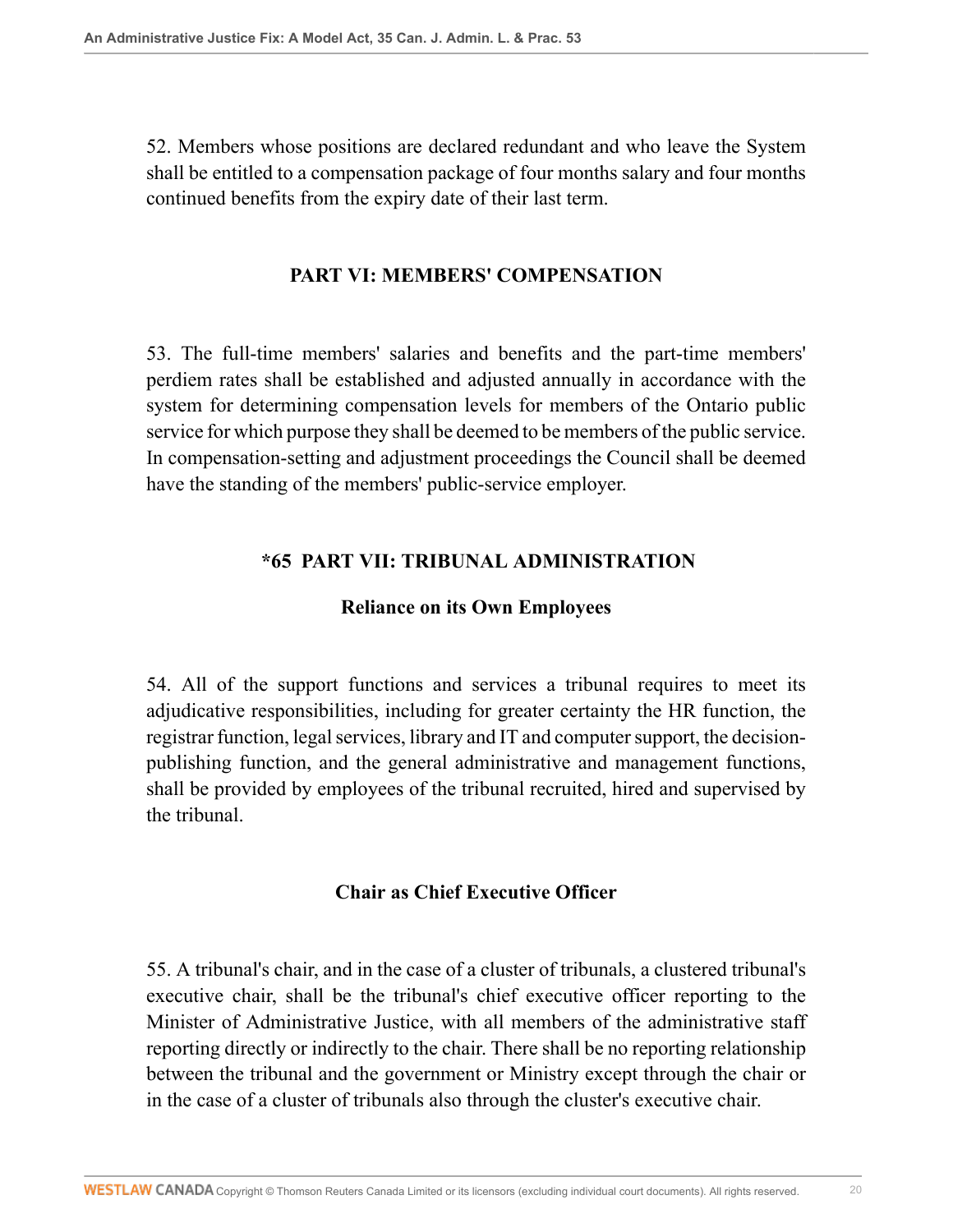52. Members whose positions are declared redundant and who leave the System shall be entitled to a compensation package of four months salary and four months continued benefits from the expiry date of their last term.

## PART VI: MEMBERS' COMPENSATION

53. The full-time members' salaries and benefits and the part-time members' perdiem rates shall be established and adjusted annually in accordance with the system for determining compensation levels for members of the Ontario public service for which purpose they shall be deemed to be members of the public service. In compensation-setting and adjustment proceedings the Council shall be deemed have the standing of the members' public-service employer.

## *65 PART VII: TRIBUNAL ADMINISTRATION

### Reliance on its Own Employees

54. All of the support functions and services a tribunal requires to meet its adjudicative responsibilities, including for greater certainty the HR function, the registrar function, legal services, library and IT and computer support, the decision-publishing function, and the general administrative and management functions, shall be provided by employees of the tribunal recruited, hired and supervised by the tribunal.

### Chair as Chief Executive Officer

55. A tribunal's chair, and in the case of a cluster of tribunals, a clustered tribunal's executive chair, shall be the tribunal's chief executive officer reporting to the Minister of Administrative Justice, with all members of the administrative staff reporting directly or indirectly to the chair. There shall be no reporting relationship between the tribunal and the government or Ministry except through the chair or in the case of a cluster of tribunals also through the cluster's executive chair.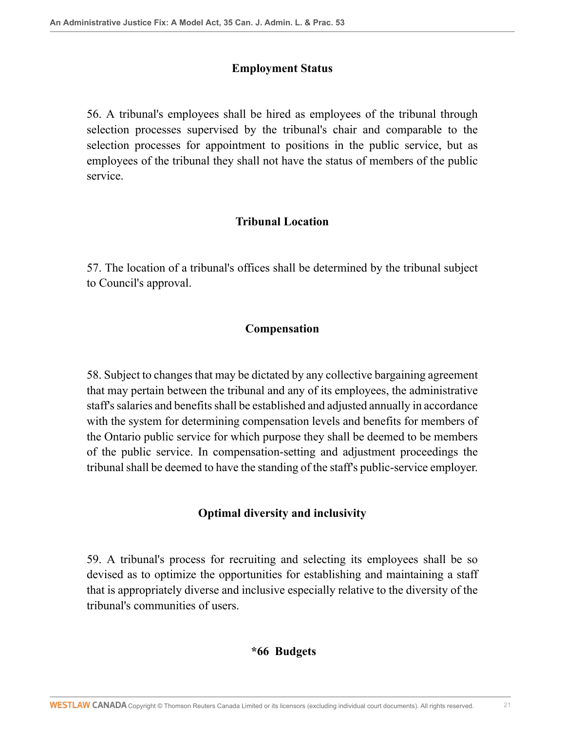### Employment Status

56. A tribunal's employees shall be hired as employees of the tribunal through selection processes supervised by the tribunal's chair and comparable to the selection processes for appointment to positions in the public service, but as employees of the tribunal they shall not have the status of members of the public service.

### Tribunal Location

57. The location of a tribunal's offices shall be determined by the tribunal subject to Council's approval.

### Compensation

58. Subject to changes that may be dictated by any collective bargaining agreement that may pertain between the tribunal and any of its employees, the administrative staff's salaries and benefits shall be established and adjusted annually in accordance with the system for determining compensation levels and benefits for members of the Ontario public service for which purpose they shall be deemed to be members of the public service. In compensation-setting and adjustment proceedings the tribunal shall be deemed to have the standing of the staff's public-service employer.

### Optimal diversity and inclusivity

59. A tribunal's process for recruiting and selecting its employees shall be so devised as to optimize the opportunities for establishing and maintaining a staff that is appropriately diverse and inclusive especially relative to the diversity of the tribunal's communities of users.

### *66 Budgets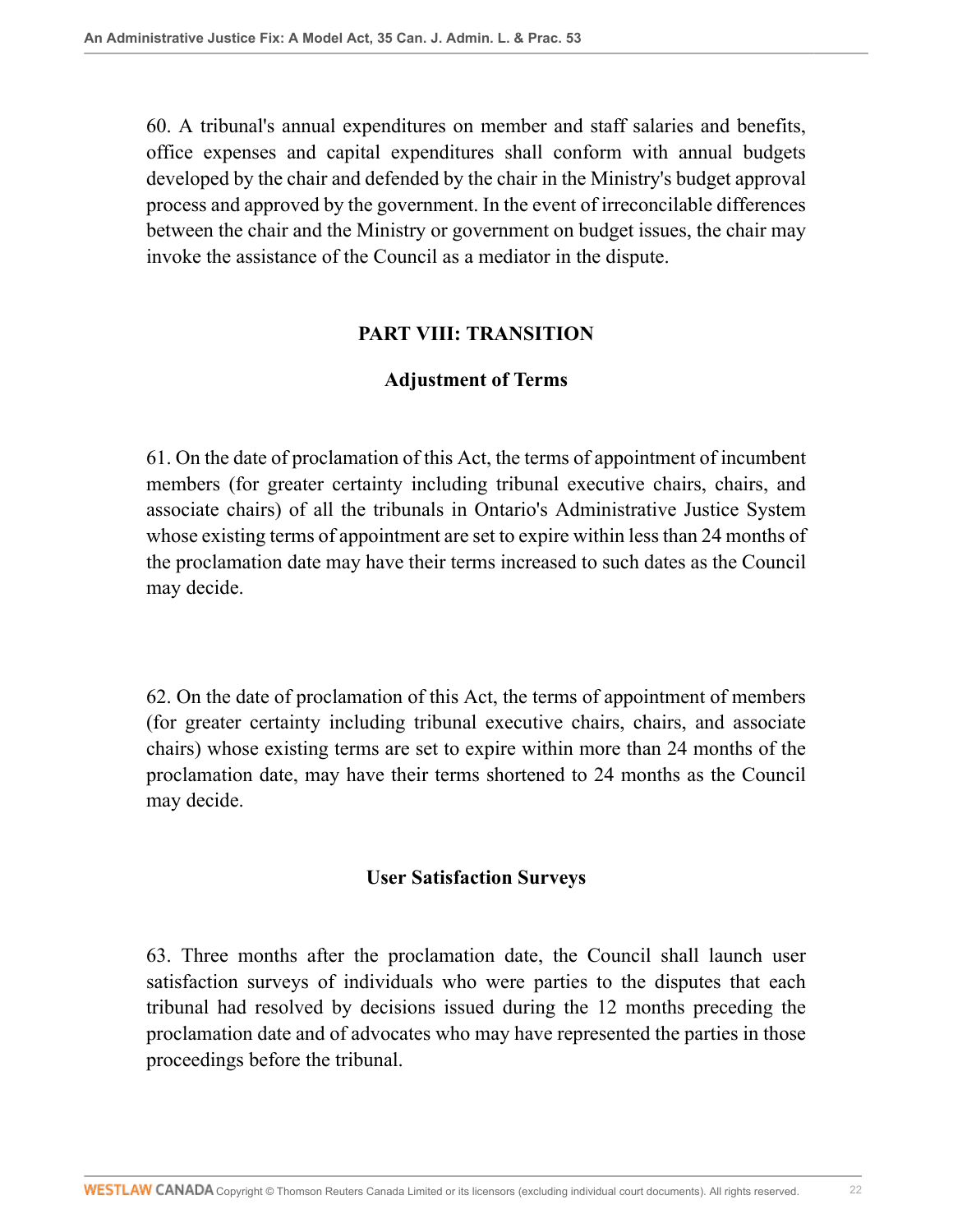60. A tribunal's annual expenditures on member and staff salaries and benefits, office expenses and capital expenditures shall conform with annual budgets developed by the chair and defended by the chair in the Ministry's budget approval process and approved by the government. In the event of irreconcilable differences between the chair and the Ministry or government on budget issues, the chair may invoke the assistance of the Council as a mediator in the dispute.

## PART VIII: TRANSITION

### Adjustment of Terms

61. On the date of proclamation of this Act, the terms of appointment of incumbent members (for greater certainty including tribunal executive chairs, chairs, and associate chairs) of all the tribunals in Ontario's Administrative Justice System whose existing terms of appointment are set to expire within less than 24 months of the proclamation date may have their terms increased to such dates as the Council may decide.

62. On the date of proclamation of this Act, the terms of appointment of members (for greater certainty including tribunal executive chairs, chairs, and associate chairs) whose existing terms are set to expire within more than 24 months of the proclamation date, may have their terms shortened to 24 months as the Council may decide.

### User Satisfaction Surveys

63. Three months after the proclamation date, the Council shall launch user satisfaction surveys of individuals who were parties to the disputes that each tribunal had resolved by decisions issued during the 12 months preceding the proclamation date and of advocates who may have represented the parties in those proceedings before the tribunal.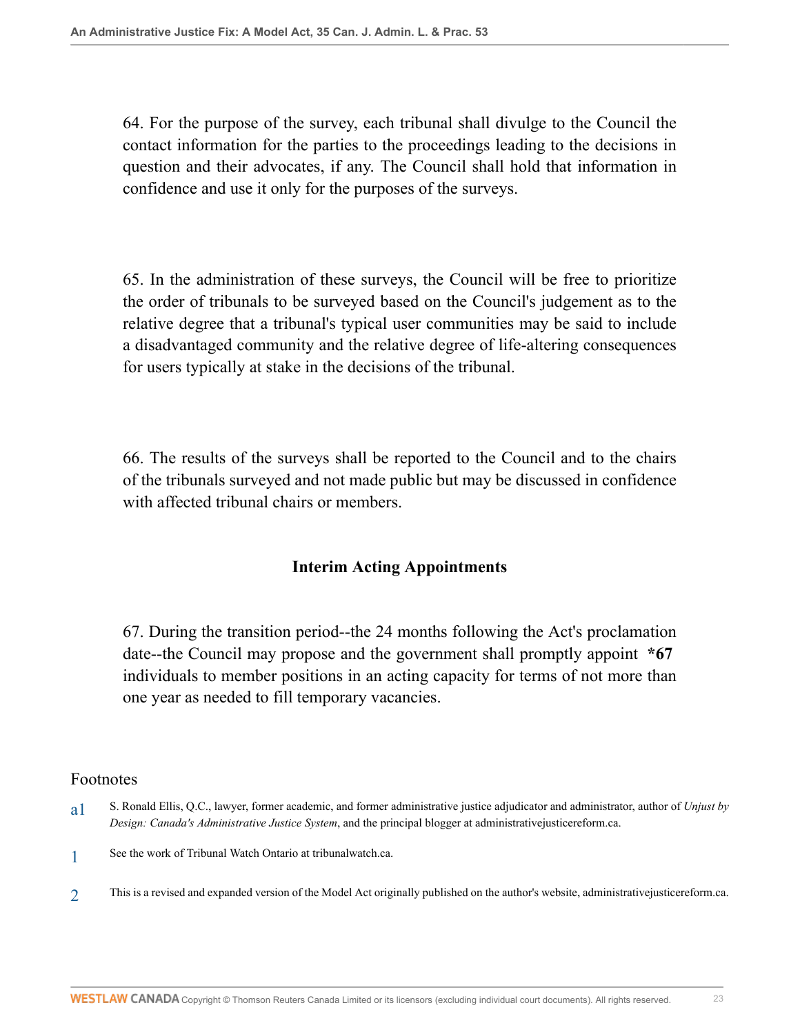64. For the purpose of the survey, each tribunal shall divulge to the Council the contact information for the parties to the proceedings leading to the decisions in question and their advocates, if any. The Council shall hold that information in confidence and use it only for the purposes of the surveys.

65. In the administration of these surveys, the Council will be free to prioritize the order of tribunals to be surveyed based on the Council's judgement as to the relative degree that a tribunal's typical user communities may be said to include a disadvantaged community and the relative degree of life-altering consequences for users typically at stake in the decisions of the tribunal.

66. The results of the surveys shall be reported to the Council and to the chairs of the tribunals surveyed and not made public but may be discussed in confidence with affected tribunal chairs or members.

### Interim Acting Appointments

67. During the transition period--the 24 months following the Act's proclamation date--the Council may propose and the government shall promptly appoint **\*67** individuals to member positions in an acting capacity for terms of not more than one year as needed to fill temporary vacancies.

## Footnotes

a1 S. Ronald Ellis, Q.C., lawyer, former academic, and former administrative justice adjudicator and administrator, author of *Unjust by Design: Canada's Administrative Justice System*, and the principal blogger at administrativejusticereform.ca.

1 See the work of Tribunal Watch Ontario at tribunalwatch.ca.

2 This is a revised and expanded version of the Model Act originally published on the author's website, administrativejusticereform.ca.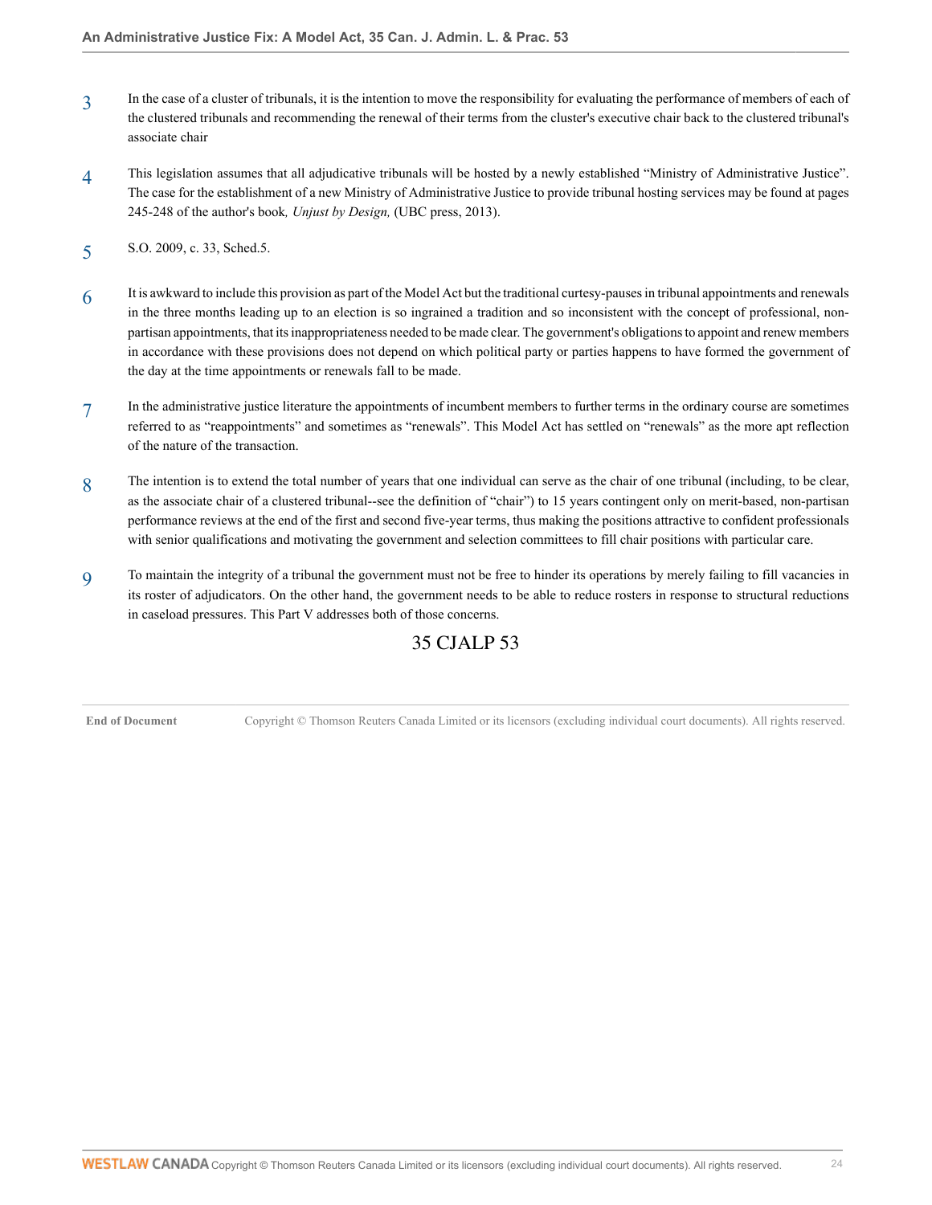3 In the case of a cluster of tribunals, it is the intention to move the responsibility for evaluating the performance of members of each of the clustered tribunals and recommending the renewal of their terms from the cluster's executive chair back to the clustered tribunal's associate chair

4 This legislation assumes that all adjudicative tribunals will be hosted by a newly established "Ministry of Administrative Justice". The case for the establishment of a new Ministry of Administrative Justice to provide tribunal hosting services may be found at pages 245-248 of the author's book*, Unjust by Design,* (UBC press, 2013).

5 S.O. 2009, c. 33, Sched.5.

6 It is awkward to include this provision as part of the Model Act but the traditional curtesy-pauses in tribunal appointments and renewals in the three months leading up to an election is so ingrained a tradition and so inconsistent with the concept of professional, non-partisan appointments, that its inappropriateness needed to be made clear. The government's obligations to appoint and renew members in accordance with these provisions does not depend on which political party or parties happens to have formed the government of the day at the time appointments or renewals fall to be made.

7 In the administrative justice literature the appointments of incumbent members to further terms in the ordinary course are sometimes referred to as "reappointments" and sometimes as "renewals". This Model Act has settled on "renewals" as the more apt reflection of the nature of the transaction.

8 The intention is to extend the total number of years that one individual can serve as the chair of one tribunal (including, to be clear, as the associate chair of a clustered tribunal--see the definition of "chair") to 15 years contingent only on merit-based, non-partisan performance reviews at the end of the first and second five-year terms, thus making the positions attractive to confident professionals with senior qualifications and motivating the government and selection committees to fill chair positions with particular care.

9 To maintain the integrity of a tribunal the government must not be free to hinder its operations by merely failing to fill vacancies in its roster of adjudicators. On the other hand, the government needs to be able to reduce rosters in response to structural reductions in caseload pressures. This Part V addresses both of those concerns.

35 CJALP 53

End of Document